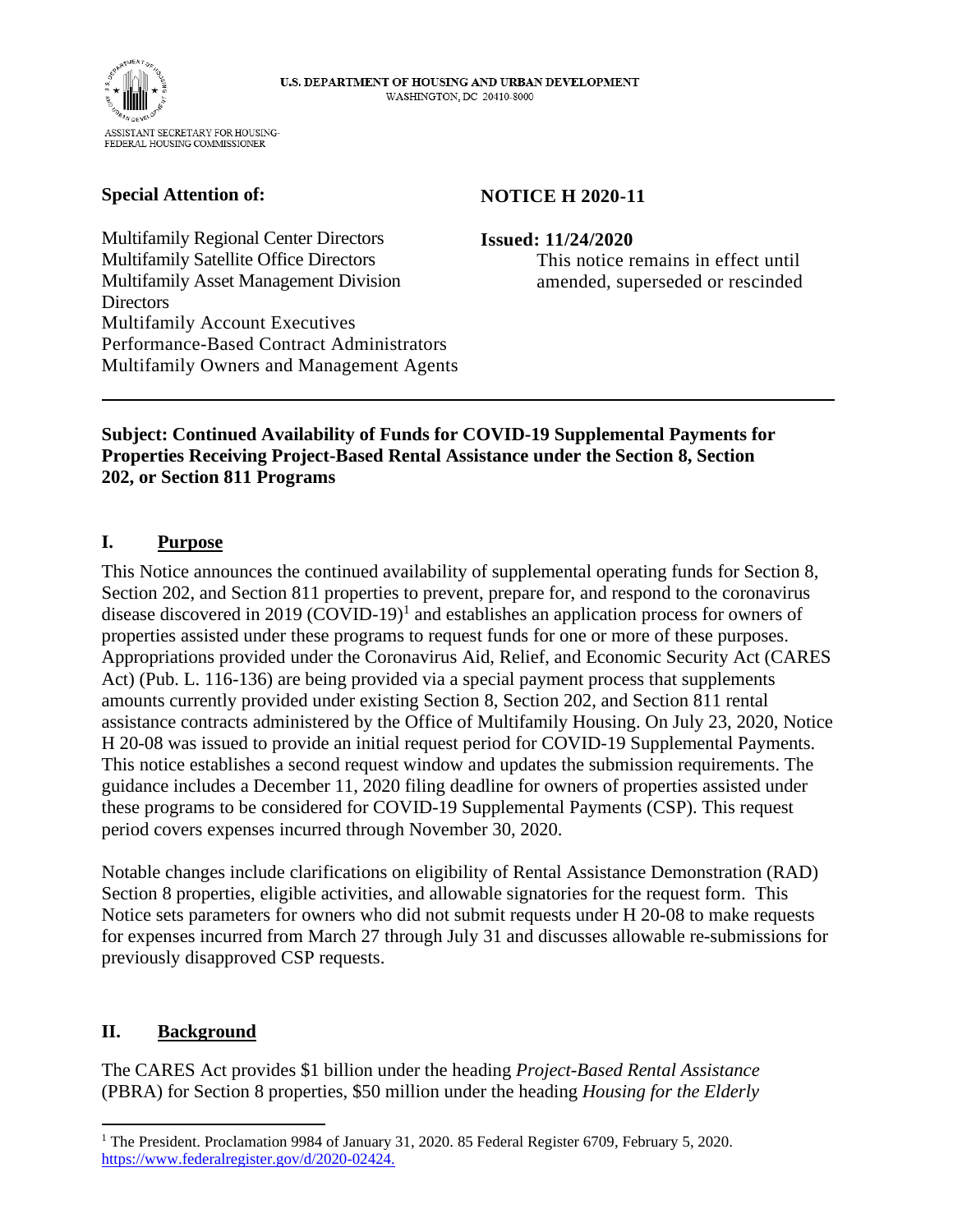U.S. DEPARTMENT OF HOUSING AND URBAN DEVELOPMENT
WASHINGTON, DC 20410-8000

ASSISTANT SECRETARY FOR HOUSING-
FEDERAL HOUSING COMMISSIONER

**Special Attention of:**

Multifamily Regional Center Directors
Multifamily Satellite Office Directors
Multifamily Asset Management Division Directors
Multifamily Account Executives
Performance-Based Contract Administrators
Multifamily Owners and Management Agents

**NOTICE H 2020-11**

**Issued: 11/24/2020**

This notice remains in effect until amended, superseded or rescinded

---

**Subject: Continued Availability of Funds for COVID-19 Supplemental Payments for Properties Receiving Project-Based Rental Assistance under the Section 8, Section 202, or Section 811 Programs**

## I. Purpose

This Notice announces the continued availability of supplemental operating funds for Section 8, Section 202, and Section 811 properties to prevent, prepare for, and respond to the coronavirus disease discovered in 2019 (COVID-19)[1] and establishes an application process for owners of properties assisted under these programs to request funds for one or more of these purposes. Appropriations provided under the Coronavirus Aid, Relief, and Economic Security Act (CARES Act) (Pub. L. 116-136) are being provided via a special payment process that supplements amounts currently provided under existing Section 8, Section 202, and Section 811 rental assistance contracts administered by the Office of Multifamily Housing. On July 23, 2020, Notice H 20-08 was issued to provide an initial request period for COVID-19 Supplemental Payments. This notice establishes a second request window and updates the submission requirements. The guidance includes a December 11, 2020 filing deadline for owners of properties assisted under these programs to be considered for COVID-19 Supplemental Payments (CSP). This request period covers expenses incurred through November 30, 2020.

Notable changes include clarifications on eligibility of Rental Assistance Demonstration (RAD) Section 8 properties, eligible activities, and allowable signatories for the request form. This Notice sets parameters for owners who did not submit requests under H 20-08 to make requests for expenses incurred from March 27 through July 31 and discusses allowable re-submissions for previously disapproved CSP requests.

## II. Background

The CARES Act provides $1 billion under the heading *Project-Based Rental Assistance* (PBRA) for Section 8 properties, $50 million under the heading *Housing for the Elderly*

---

[1] The President. Proclamation 9984 of January 31, 2020. 85 Federal Register 6709, February 5, 2020. https://www.federalregister.gov/d/2020-02424.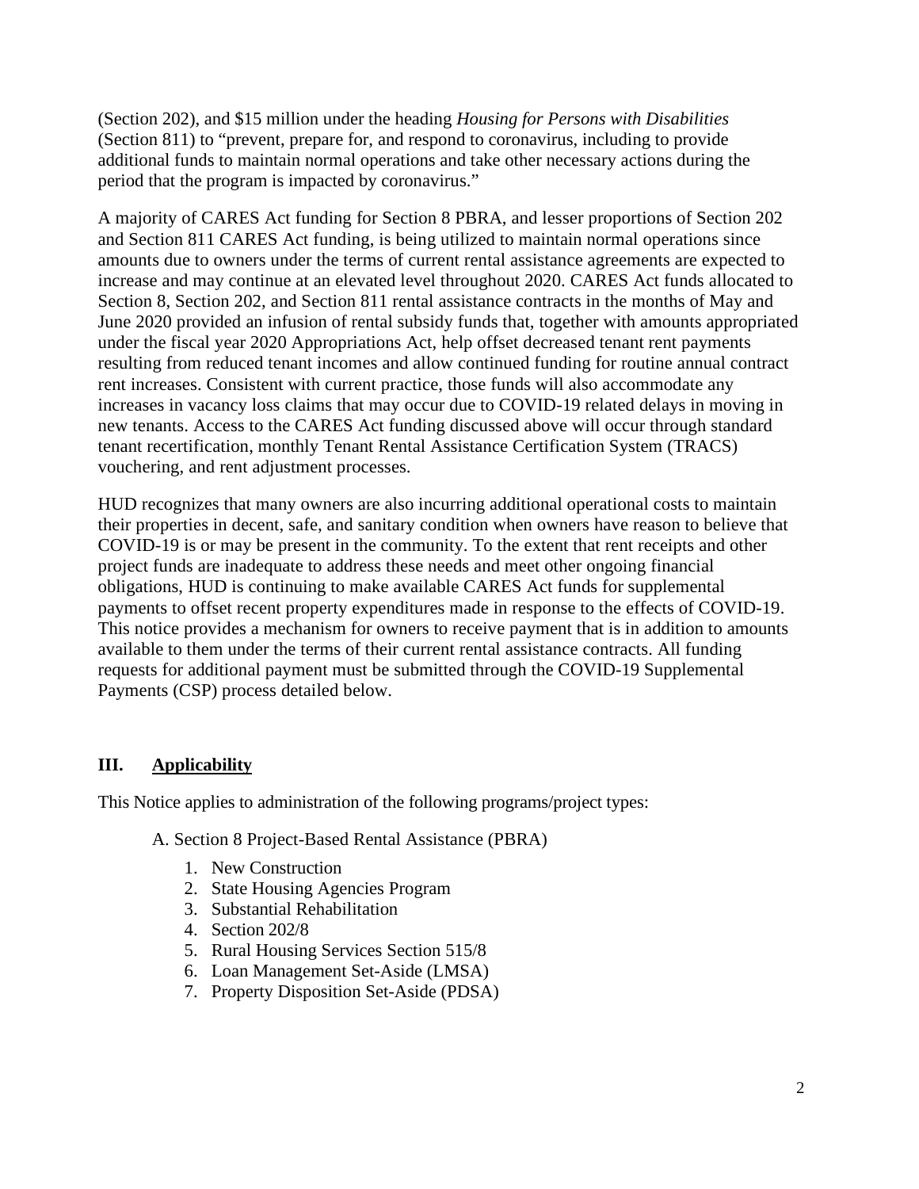(Section 202), and $15 million under the heading *Housing for Persons with Disabilities* (Section 811) to "prevent, prepare for, and respond to coronavirus, including to provide additional funds to maintain normal operations and take other necessary actions during the period that the program is impacted by coronavirus."

A majority of CARES Act funding for Section 8 PBRA, and lesser proportions of Section 202 and Section 811 CARES Act funding, is being utilized to maintain normal operations since amounts due to owners under the terms of current rental assistance agreements are expected to increase and may continue at an elevated level throughout 2020. CARES Act funds allocated to Section 8, Section 202, and Section 811 rental assistance contracts in the months of May and June 2020 provided an infusion of rental subsidy funds that, together with amounts appropriated under the fiscal year 2020 Appropriations Act, help offset decreased tenant rent payments resulting from reduced tenant incomes and allow continued funding for routine annual contract rent increases. Consistent with current practice, those funds will also accommodate any increases in vacancy loss claims that may occur due to COVID-19 related delays in moving in new tenants. Access to the CARES Act funding discussed above will occur through standard tenant recertification, monthly Tenant Rental Assistance Certification System (TRACS) vouchering, and rent adjustment processes.

HUD recognizes that many owners are also incurring additional operational costs to maintain their properties in decent, safe, and sanitary condition when owners have reason to believe that COVID-19 is or may be present in the community. To the extent that rent receipts and other project funds are inadequate to address these needs and meet other ongoing financial obligations, HUD is continuing to make available CARES Act funds for supplemental payments to offset recent property expenditures made in response to the effects of COVID-19. This notice provides a mechanism for owners to receive payment that is in addition to amounts available to them under the terms of their current rental assistance contracts. All funding requests for additional payment must be submitted through the COVID-19 Supplemental Payments (CSP) process detailed below.

## III. Applicability

This Notice applies to administration of the following programs/project types:

A. Section 8 Project-Based Rental Assistance (PBRA)

1. New Construction
2. State Housing Agencies Program
3. Substantial Rehabilitation
4. Section 202/8
5. Rural Housing Services Section 515/8
6. Loan Management Set-Aside (LMSA)
7. Property Disposition Set-Aside (PDSA)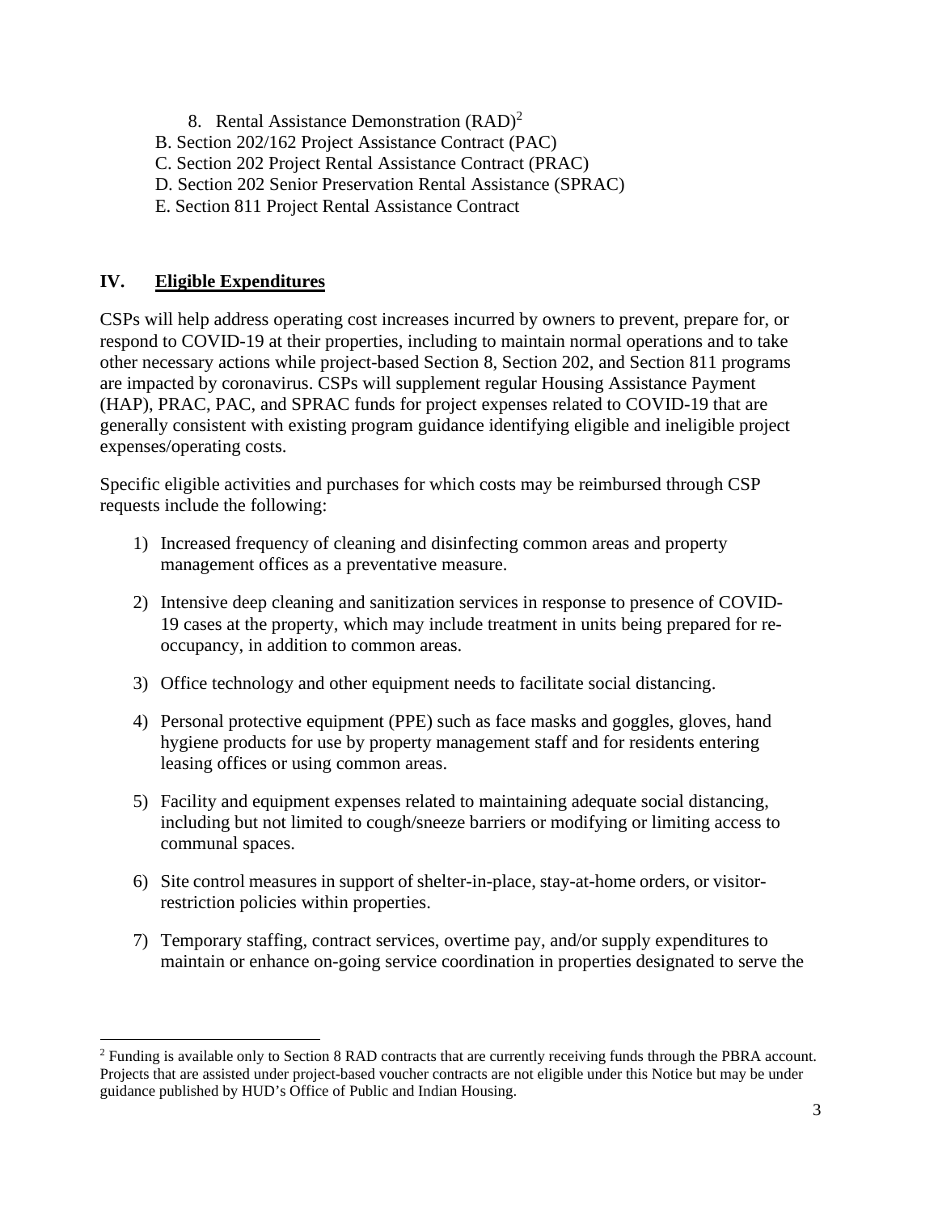8. Rental Assistance Demonstration (RAD)[2]

B. Section 202/162 Project Assistance Contract (PAC)

C. Section 202 Project Rental Assistance Contract (PRAC)

D. Section 202 Senior Preservation Rental Assistance (SPRAC)

E. Section 811 Project Rental Assistance Contract

## IV. Eligible Expenditures

CSPs will help address operating cost increases incurred by owners to prevent, prepare for, or respond to COVID-19 at their properties, including to maintain normal operations and to take other necessary actions while project-based Section 8, Section 202, and Section 811 programs are impacted by coronavirus. CSPs will supplement regular Housing Assistance Payment (HAP), PRAC, PAC, and SPRAC funds for project expenses related to COVID-19 that are generally consistent with existing program guidance identifying eligible and ineligible project expenses/operating costs.

Specific eligible activities and purchases for which costs may be reimbursed through CSP requests include the following:

1) Increased frequency of cleaning and disinfecting common areas and property management offices as a preventative measure.

2) Intensive deep cleaning and sanitization services in response to presence of COVID-19 cases at the property, which may include treatment in units being prepared for re-occupancy, in addition to common areas.

3) Office technology and other equipment needs to facilitate social distancing.

4) Personal protective equipment (PPE) such as face masks and goggles, gloves, hand hygiene products for use by property management staff and for residents entering leasing offices or using common areas.

5) Facility and equipment expenses related to maintaining adequate social distancing, including but not limited to cough/sneeze barriers or modifying or limiting access to communal spaces.

6) Site control measures in support of shelter-in-place, stay-at-home orders, or visitor-restriction policies within properties.

7) Temporary staffing, contract services, overtime pay, and/or supply expenditures to maintain or enhance on-going service coordination in properties designated to serve the

[2] Funding is available only to Section 8 RAD contracts that are currently receiving funds through the PBRA account. Projects that are assisted under project-based voucher contracts are not eligible under this Notice but may be under guidance published by HUD's Office of Public and Indian Housing.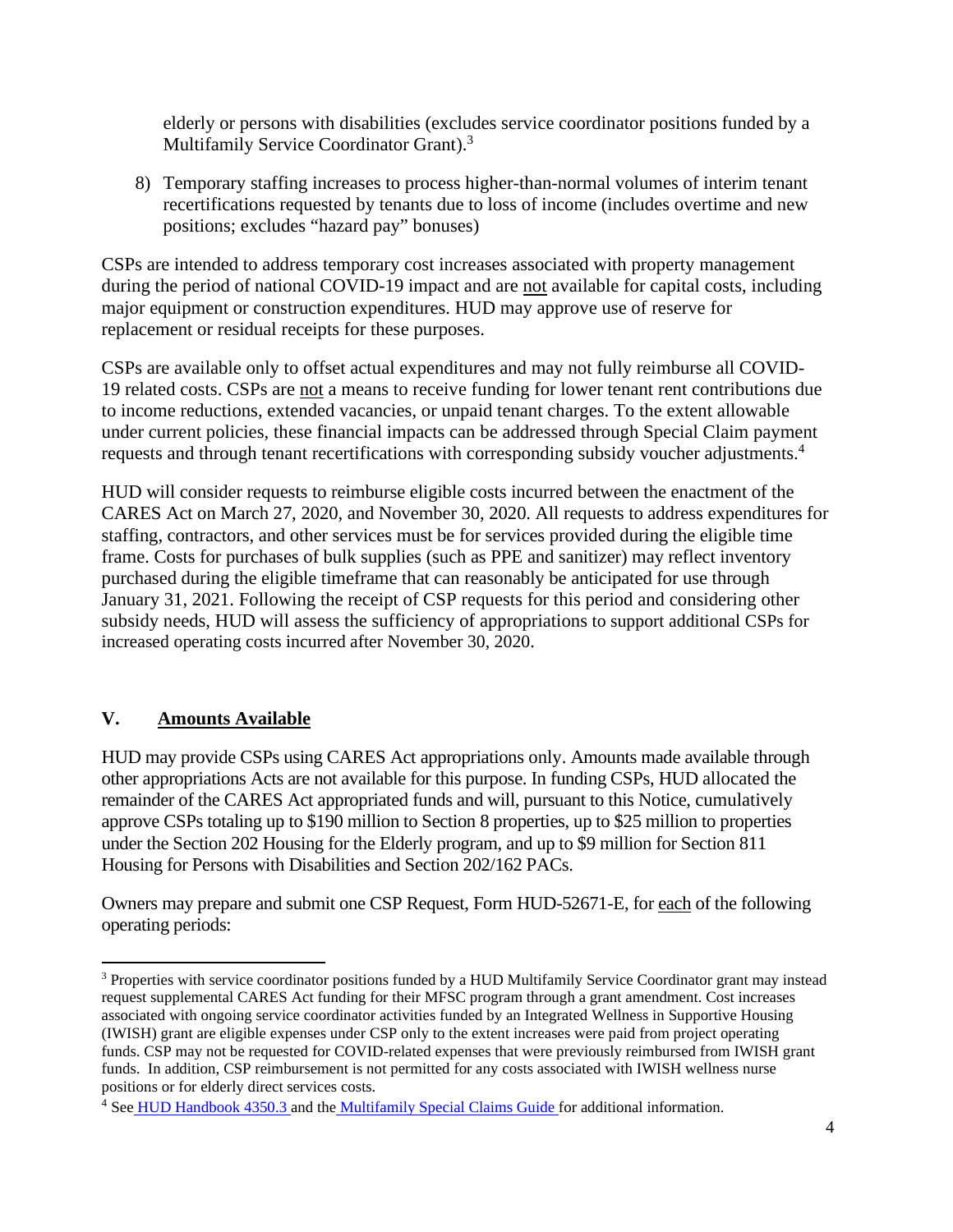elderly or persons with disabilities (excludes service coordinator positions funded by a Multifamily Service Coordinator Grant).[3]

8) Temporary staffing increases to process higher-than-normal volumes of interim tenant recertifications requested by tenants due to loss of income (includes overtime and new positions; excludes "hazard pay" bonuses)

CSPs are intended to address temporary cost increases associated with property management during the period of national COVID-19 impact and are <u>not</u> available for capital costs, including major equipment or construction expenditures. HUD may approve use of reserve for replacement or residual receipts for these purposes.

CSPs are available only to offset actual expenditures and may not fully reimburse all COVID-19 related costs. CSPs are <u>not</u> a means to receive funding for lower tenant rent contributions due to income reductions, extended vacancies, or unpaid tenant charges. To the extent allowable under current policies, these financial impacts can be addressed through Special Claim payment requests and through tenant recertifications with corresponding subsidy voucher adjustments.[4]

HUD will consider requests to reimburse eligible costs incurred between the enactment of the CARES Act on March 27, 2020, and November 30, 2020. All requests to address expenditures for staffing, contractors, and other services must be for services provided during the eligible time frame. Costs for purchases of bulk supplies (such as PPE and sanitizer) may reflect inventory purchased during the eligible timeframe that can reasonably be anticipated for use through January 31, 2021. Following the receipt of CSP requests for this period and considering other subsidy needs, HUD will assess the sufficiency of appropriations to support additional CSPs for increased operating costs incurred after November 30, 2020.

## V. <u>Amounts Available</u>

HUD may provide CSPs using CARES Act appropriations only. Amounts made available through other appropriations Acts are not available for this purpose. In funding CSPs, HUD allocated the remainder of the CARES Act appropriated funds and will, pursuant to this Notice, cumulatively approve CSPs totaling up to $190 million to Section 8 properties, up to $25 million to properties under the Section 202 Housing for the Elderly program, and up to $9 million for Section 811 Housing for Persons with Disabilities and Section 202/162 PACs.

Owners may prepare and submit one CSP Request, Form HUD-52671-E, for <u>each</u> of the following operating periods:

---

[3] Properties with service coordinator positions funded by a HUD Multifamily Service Coordinator grant may instead request supplemental CARES Act funding for their MFSC program through a grant amendment. Cost increases associated with ongoing service coordinator activities funded by an Integrated Wellness in Supportive Housing (IWISH) grant are eligible expenses under CSP only to the extent increases were paid from project operating funds. CSP may not be requested for COVID-related expenses that were previously reimbursed from IWISH grant funds. In addition, CSP reimbursement is not permitted for any costs associated with IWISH wellness nurse positions or for elderly direct services costs.

[4] See HUD Handbook 4350.3 and the Multifamily Special Claims Guide for additional information.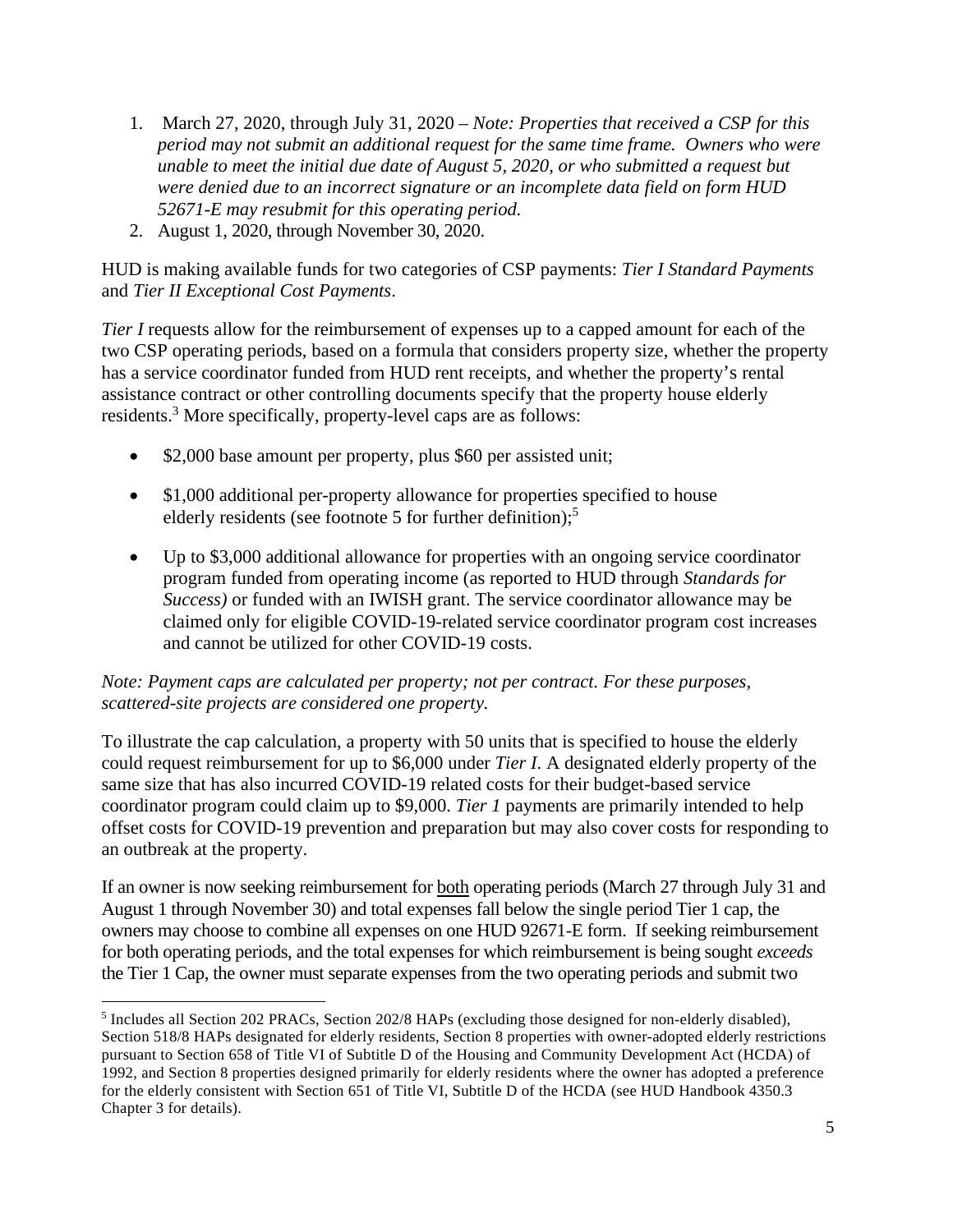1. March 27, 2020, through July 31, 2020 – *Note: Properties that received a CSP for this period may not submit an additional request for the same time frame. Owners who were unable to meet the initial due date of August 5, 2020, or who submitted a request but were denied due to an incorrect signature or an incomplete data field on form HUD 52671-E may resubmit for this operating period.*
2. August 1, 2020, through November 30, 2020.

HUD is making available funds for two categories of CSP payments: *Tier I Standard Payments* and *Tier II Exceptional Cost Payments*.

*Tier I* requests allow for the reimbursement of expenses up to a capped amount for each of the two CSP operating periods, based on a formula that considers property size, whether the property has a service coordinator funded from HUD rent receipts, and whether the property's rental assistance contract or other controlling documents specify that the property house elderly residents.[3] More specifically, property-level caps are as follows:

- $2,000 base amount per property, plus $60 per assisted unit;
- $1,000 additional per-property allowance for properties specified to house elderly residents (see footnote 5 for further definition);[5]
- Up to $3,000 additional allowance for properties with an ongoing service coordinator program funded from operating income (as reported to HUD through *Standards for Success)* or funded with an IWISH grant. The service coordinator allowance may be claimed only for eligible COVID-19-related service coordinator program cost increases and cannot be utilized for other COVID-19 costs.

*Note: Payment caps are calculated per property; not per contract. For these purposes, scattered-site projects are considered one property.*

To illustrate the cap calculation, a property with 50 units that is specified to house the elderly could request reimbursement for up to $6,000 under *Tier I*. A designated elderly property of the same size that has also incurred COVID-19 related costs for their budget-based service coordinator program could claim up to $9,000. *Tier 1* payments are primarily intended to help offset costs for COVID-19 prevention and preparation but may also cover costs for responding to an outbreak at the property.

If an owner is now seeking reimbursement for <u>both</u> operating periods (March 27 through July 31 and August 1 through November 30) and total expenses fall below the single period Tier 1 cap, the owners may choose to combine all expenses on one HUD 92671-E form. If seeking reimbursement for both operating periods, and the total expenses for which reimbursement is being sought *exceeds* the Tier 1 Cap, the owner must separate expenses from the two operating periods and submit two

[5] Includes all Section 202 PRACs, Section 202/8 HAPs (excluding those designed for non-elderly disabled), Section 518/8 HAPs designated for elderly residents, Section 8 properties with owner-adopted elderly restrictions pursuant to Section 658 of Title VI of Subtitle D of the Housing and Community Development Act (HCDA) of 1992, and Section 8 properties designed primarily for elderly residents where the owner has adopted a preference for the elderly consistent with Section 651 of Title VI, Subtitle D of the HCDA (see HUD Handbook 4350.3 Chapter 3 for details).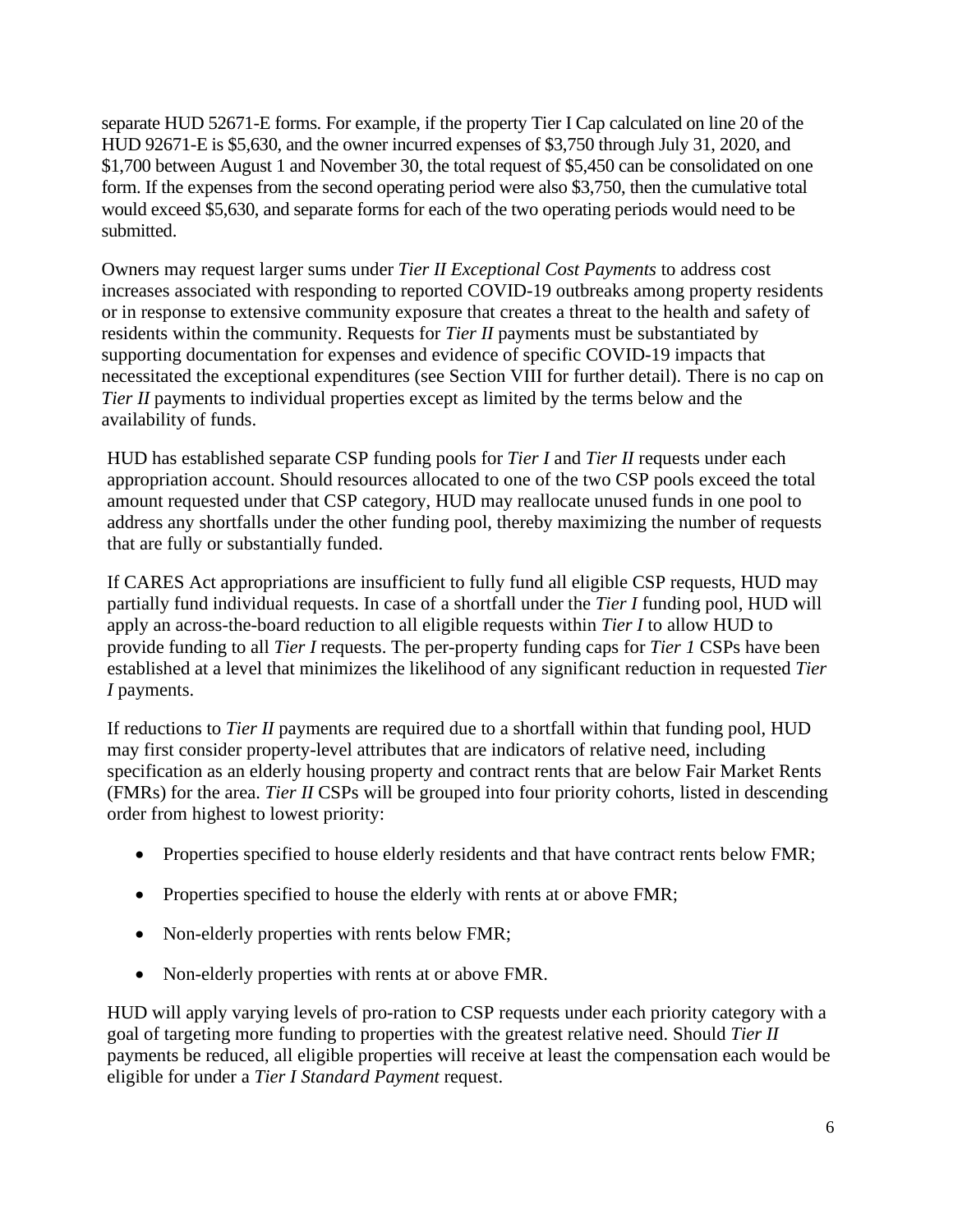separate HUD 52671-E forms. For example, if the property Tier I Cap calculated on line 20 of the HUD 92671-E is $5,630, and the owner incurred expenses of $3,750 through July 31, 2020, and $1,700 between August 1 and November 30, the total request of $5,450 can be consolidated on one form. If the expenses from the second operating period were also $3,750, then the cumulative total would exceed $5,630, and separate forms for each of the two operating periods would need to be submitted.

Owners may request larger sums under *Tier II Exceptional Cost Payments* to address cost increases associated with responding to reported COVID-19 outbreaks among property residents or in response to extensive community exposure that creates a threat to the health and safety of residents within the community. Requests for *Tier II* payments must be substantiated by supporting documentation for expenses and evidence of specific COVID-19 impacts that necessitated the exceptional expenditures (see Section VIII for further detail). There is no cap on *Tier II* payments to individual properties except as limited by the terms below and the availability of funds.

HUD has established separate CSP funding pools for *Tier I* and *Tier II* requests under each appropriation account. Should resources allocated to one of the two CSP pools exceed the total amount requested under that CSP category, HUD may reallocate unused funds in one pool to address any shortfalls under the other funding pool, thereby maximizing the number of requests that are fully or substantially funded.

If CARES Act appropriations are insufficient to fully fund all eligible CSP requests, HUD may partially fund individual requests. In case of a shortfall under the *Tier I* funding pool, HUD will apply an across-the-board reduction to all eligible requests within *Tier I* to allow HUD to provide funding to all *Tier I* requests. The per-property funding caps for *Tier 1* CSPs have been established at a level that minimizes the likelihood of any significant reduction in requested *Tier I* payments.

If reductions to *Tier II* payments are required due to a shortfall within that funding pool, HUD may first consider property-level attributes that are indicators of relative need, including specification as an elderly housing property and contract rents that are below Fair Market Rents (FMRs) for the area. *Tier II* CSPs will be grouped into four priority cohorts, listed in descending order from highest to lowest priority:

- Properties specified to house elderly residents and that have contract rents below FMR;
- Properties specified to house the elderly with rents at or above FMR;
- Non-elderly properties with rents below FMR;
- Non-elderly properties with rents at or above FMR.

HUD will apply varying levels of pro-ration to CSP requests under each priority category with a goal of targeting more funding to properties with the greatest relative need. Should *Tier II* payments be reduced, all eligible properties will receive at least the compensation each would be eligible for under a *Tier I Standard Payment* request.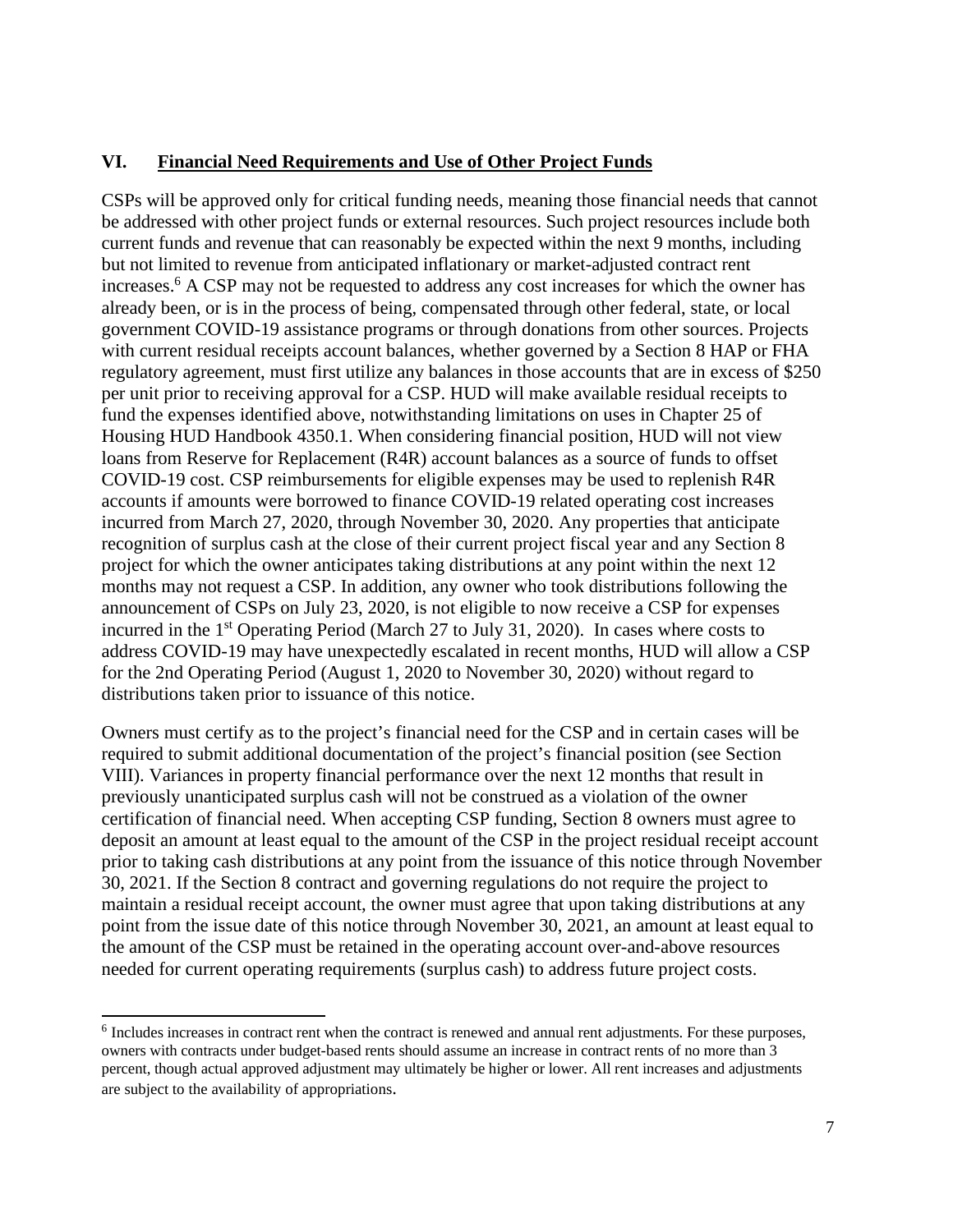## VI. Financial Need Requirements and Use of Other Project Funds

CSPs will be approved only for critical funding needs, meaning those financial needs that cannot be addressed with other project funds or external resources. Such project resources include both current funds and revenue that can reasonably be expected within the next 9 months, including but not limited to revenue from anticipated inflationary or market-adjusted contract rent increases.[6] A CSP may not be requested to address any cost increases for which the owner has already been, or is in the process of being, compensated through other federal, state, or local government COVID-19 assistance programs or through donations from other sources. Projects with current residual receipts account balances, whether governed by a Section 8 HAP or FHA regulatory agreement, must first utilize any balances in those accounts that are in excess of $250 per unit prior to receiving approval for a CSP. HUD will make available residual receipts to fund the expenses identified above, notwithstanding limitations on uses in Chapter 25 of Housing HUD Handbook 4350.1. When considering financial position, HUD will not view loans from Reserve for Replacement (R4R) account balances as a source of funds to offset COVID-19 cost. CSP reimbursements for eligible expenses may be used to replenish R4R accounts if amounts were borrowed to finance COVID-19 related operating cost increases incurred from March 27, 2020, through November 30, 2020. Any properties that anticipate recognition of surplus cash at the close of their current project fiscal year and any Section 8 project for which the owner anticipates taking distributions at any point within the next 12 months may not request a CSP. In addition, any owner who took distributions following the announcement of CSPs on July 23, 2020, is not eligible to now receive a CSP for expenses incurred in the 1st Operating Period (March 27 to July 31, 2020). In cases where costs to address COVID-19 may have unexpectedly escalated in recent months, HUD will allow a CSP for the 2nd Operating Period (August 1, 2020 to November 30, 2020) without regard to distributions taken prior to issuance of this notice.

Owners must certify as to the project's financial need for the CSP and in certain cases will be required to submit additional documentation of the project's financial position (see Section VIII). Variances in property financial performance over the next 12 months that result in previously unanticipated surplus cash will not be construed as a violation of the owner certification of financial need. When accepting CSP funding, Section 8 owners must agree to deposit an amount at least equal to the amount of the CSP in the project residual receipt account prior to taking cash distributions at any point from the issuance of this notice through November 30, 2021. If the Section 8 contract and governing regulations do not require the project to maintain a residual receipt account, the owner must agree that upon taking distributions at any point from the issue date of this notice through November 30, 2021, an amount at least equal to the amount of the CSP must be retained in the operating account over-and-above resources needed for current operating requirements (surplus cash) to address future project costs.

---

[6] Includes increases in contract rent when the contract is renewed and annual rent adjustments. For these purposes, owners with contracts under budget-based rents should assume an increase in contract rents of no more than 3 percent, though actual approved adjustment may ultimately be higher or lower. All rent increases and adjustments are subject to the availability of appropriations.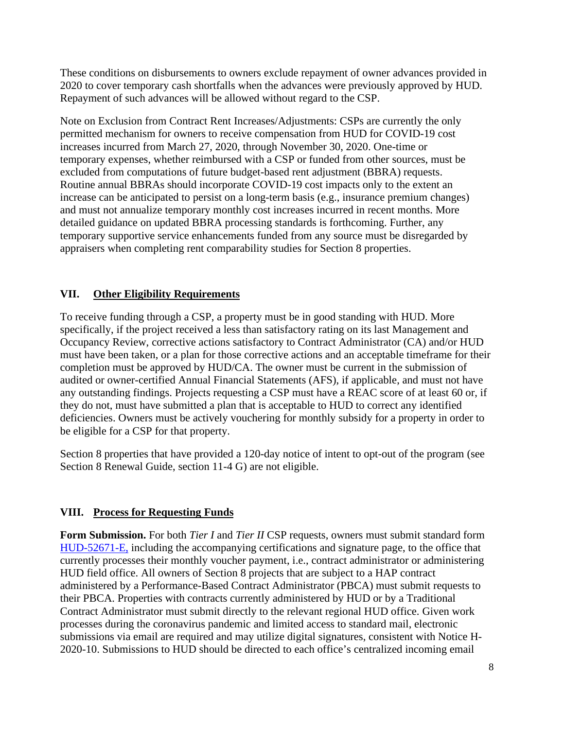These conditions on disbursements to owners exclude repayment of owner advances provided in 2020 to cover temporary cash shortfalls when the advances were previously approved by HUD. Repayment of such advances will be allowed without regard to the CSP.

Note on Exclusion from Contract Rent Increases/Adjustments: CSPs are currently the only permitted mechanism for owners to receive compensation from HUD for COVID-19 cost increases incurred from March 27, 2020, through November 30, 2020. One-time or temporary expenses, whether reimbursed with a CSP or funded from other sources, must be excluded from computations of future budget-based rent adjustment (BBRA) requests. Routine annual BBRAs should incorporate COVID-19 cost impacts only to the extent an increase can be anticipated to persist on a long-term basis (e.g., insurance premium changes) and must not annualize temporary monthly cost increases incurred in recent months. More detailed guidance on updated BBRA processing standards is forthcoming. Further, any temporary supportive service enhancements funded from any source must be disregarded by appraisers when completing rent comparability studies for Section 8 properties.

## VII. Other Eligibility Requirements

To receive funding through a CSP, a property must be in good standing with HUD. More specifically, if the project received a less than satisfactory rating on its last Management and Occupancy Review, corrective actions satisfactory to Contract Administrator (CA) and/or HUD must have been taken, or a plan for those corrective actions and an acceptable timeframe for their completion must be approved by HUD/CA. The owner must be current in the submission of audited or owner-certified Annual Financial Statements (AFS), if applicable, and must not have any outstanding findings. Projects requesting a CSP must have a REAC score of at least 60 or, if they do not, must have submitted a plan that is acceptable to HUD to correct any identified deficiencies. Owners must be actively vouchering for monthly subsidy for a property in order to be eligible for a CSP for that property.

Section 8 properties that have provided a 120-day notice of intent to opt-out of the program (see Section 8 Renewal Guide, section 11-4 G) are not eligible.

## VIII. Process for Requesting Funds

**Form Submission.** For both *Tier I* and *Tier II* CSP requests, owners must submit standard form HUD-52671-E, including the accompanying certifications and signature page, to the office that currently processes their monthly voucher payment, i.e., contract administrator or administering HUD field office. All owners of Section 8 projects that are subject to a HAP contract administered by a Performance-Based Contract Administrator (PBCA) must submit requests to their PBCA. Properties with contracts currently administered by HUD or by a Traditional Contract Administrator must submit directly to the relevant regional HUD office. Given work processes during the coronavirus pandemic and limited access to standard mail, electronic submissions via email are required and may utilize digital signatures, consistent with Notice H-2020-10. Submissions to HUD should be directed to each office's centralized incoming email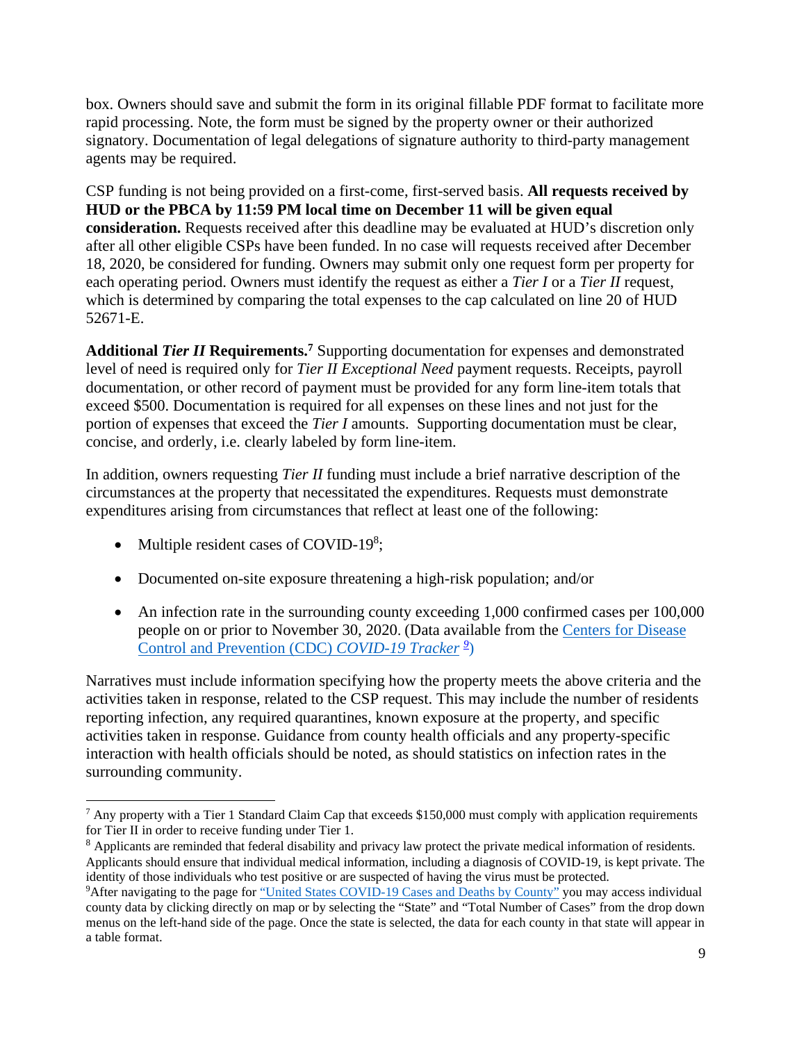box. Owners should save and submit the form in its original fillable PDF format to facilitate more rapid processing. Note, the form must be signed by the property owner or their authorized signatory. Documentation of legal delegations of signature authority to third-party management agents may be required.

CSP funding is not being provided on a first-come, first-served basis. **All requests received by HUD or the PBCA by 11:59 PM local time on December 11 will be given equal consideration.** Requests received after this deadline may be evaluated at HUD's discretion only after all other eligible CSPs have been funded. In no case will requests received after December 18, 2020, be considered for funding. Owners may submit only one request form per property for each operating period. Owners must identify the request as either a *Tier I* or a *Tier II* request, which is determined by comparing the total expenses to the cap calculated on line 20 of HUD 52671-E.

**Additional *Tier II* Requirements.**[7] Supporting documentation for expenses and demonstrated level of need is required only for *Tier II Exceptional Need* payment requests. Receipts, payroll documentation, or other record of payment must be provided for any form line-item totals that exceed $500. Documentation is required for all expenses on these lines and not just for the portion of expenses that exceed the *Tier I* amounts. Supporting documentation must be clear, concise, and orderly, i.e. clearly labeled by form line-item.

In addition, owners requesting *Tier II* funding must include a brief narrative description of the circumstances at the property that necessitated the expenditures. Requests must demonstrate expenditures arising from circumstances that reflect at least one of the following:

- Multiple resident cases of COVID-19[8];
- Documented on-site exposure threatening a high-risk population; and/or
- An infection rate in the surrounding county exceeding 1,000 confirmed cases per 100,000 people on or prior to November 30, 2020. (Data available from the Centers for Disease Control and Prevention (CDC) *COVID-19 Tracker* [9])

Narratives must include information specifying how the property meets the above criteria and the activities taken in response, related to the CSP request. This may include the number of residents reporting infection, any required quarantines, known exposure at the property, and specific activities taken in response. Guidance from county health officials and any property-specific interaction with health officials should be noted, as should statistics on infection rates in the surrounding community.

---

[7] Any property with a Tier 1 Standard Claim Cap that exceeds $150,000 must comply with application requirements for Tier II in order to receive funding under Tier 1.

[8] Applicants are reminded that federal disability and privacy law protect the private medical information of residents. Applicants should ensure that individual medical information, including a diagnosis of COVID-19, is kept private. The identity of those individuals who test positive or are suspected of having the virus must be protected.

[9] After navigating to the page for "United States COVID-19 Cases and Deaths by County" you may access individual county data by clicking directly on map or by selecting the "State" and "Total Number of Cases" from the drop down menus on the left-hand side of the page. Once the state is selected, the data for each county in that state will appear in a table format.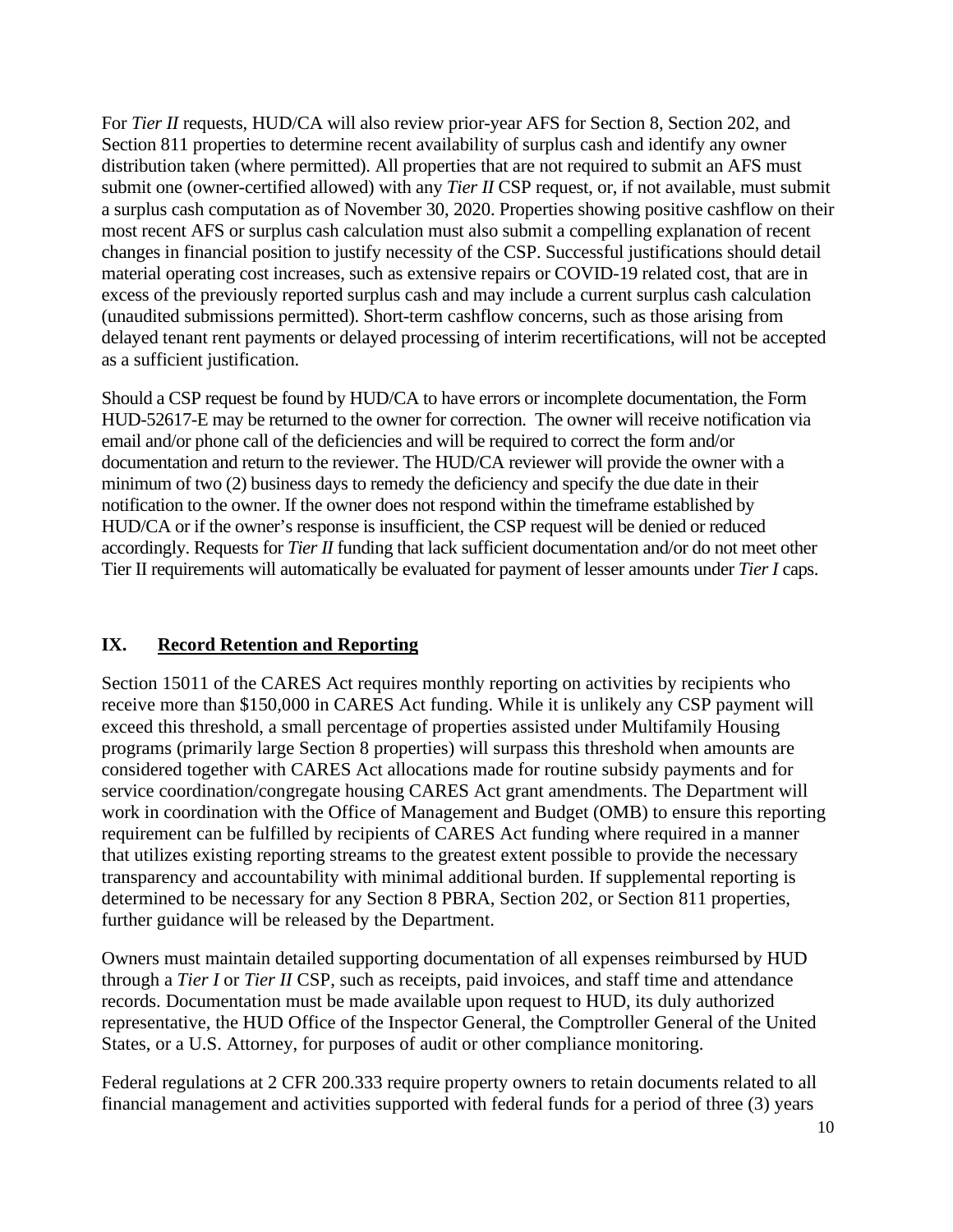For *Tier II* requests, HUD/CA will also review prior-year AFS for Section 8, Section 202, and Section 811 properties to determine recent availability of surplus cash and identify any owner distribution taken (where permitted). All properties that are not required to submit an AFS must submit one (owner-certified allowed) with any *Tier II* CSP request, or, if not available, must submit a surplus cash computation as of November 30, 2020. Properties showing positive cashflow on their most recent AFS or surplus cash calculation must also submit a compelling explanation of recent changes in financial position to justify necessity of the CSP. Successful justifications should detail material operating cost increases, such as extensive repairs or COVID-19 related cost, that are in excess of the previously reported surplus cash and may include a current surplus cash calculation (unaudited submissions permitted). Short-term cashflow concerns, such as those arising from delayed tenant rent payments or delayed processing of interim recertifications, will not be accepted as a sufficient justification.

Should a CSP request be found by HUD/CA to have errors or incomplete documentation, the Form HUD-52617-E may be returned to the owner for correction. The owner will receive notification via email and/or phone call of the deficiencies and will be required to correct the form and/or documentation and return to the reviewer. The HUD/CA reviewer will provide the owner with a minimum of two (2) business days to remedy the deficiency and specify the due date in their notification to the owner. If the owner does not respond within the timeframe established by HUD/CA or if the owner's response is insufficient, the CSP request will be denied or reduced accordingly. Requests for *Tier II* funding that lack sufficient documentation and/or do not meet other Tier II requirements will automatically be evaluated for payment of lesser amounts under *Tier I* caps.

## IX. Record Retention and Reporting

Section 15011 of the CARES Act requires monthly reporting on activities by recipients who receive more than $150,000 in CARES Act funding. While it is unlikely any CSP payment will exceed this threshold, a small percentage of properties assisted under Multifamily Housing programs (primarily large Section 8 properties) will surpass this threshold when amounts are considered together with CARES Act allocations made for routine subsidy payments and for service coordination/congregate housing CARES Act grant amendments. The Department will work in coordination with the Office of Management and Budget (OMB) to ensure this reporting requirement can be fulfilled by recipients of CARES Act funding where required in a manner that utilizes existing reporting streams to the greatest extent possible to provide the necessary transparency and accountability with minimal additional burden. If supplemental reporting is determined to be necessary for any Section 8 PBRA, Section 202, or Section 811 properties, further guidance will be released by the Department.

Owners must maintain detailed supporting documentation of all expenses reimbursed by HUD through a *Tier I* or *Tier II* CSP, such as receipts, paid invoices, and staff time and attendance records. Documentation must be made available upon request to HUD, its duly authorized representative, the HUD Office of the Inspector General, the Comptroller General of the United States, or a U.S. Attorney, for purposes of audit or other compliance monitoring.

Federal regulations at 2 CFR 200.333 require property owners to retain documents related to all financial management and activities supported with federal funds for a period of three (3) years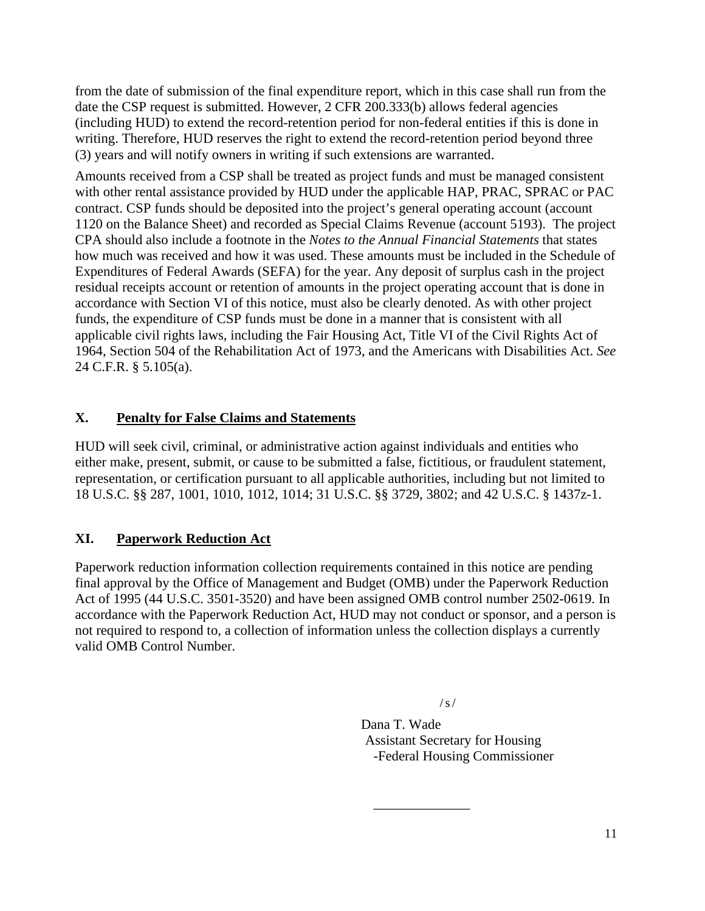from the date of submission of the final expenditure report, which in this case shall run from the date the CSP request is submitted. However, 2 CFR 200.333(b) allows federal agencies (including HUD) to extend the record-retention period for non-federal entities if this is done in writing. Therefore, HUD reserves the right to extend the record-retention period beyond three (3) years and will notify owners in writing if such extensions are warranted.

Amounts received from a CSP shall be treated as project funds and must be managed consistent with other rental assistance provided by HUD under the applicable HAP, PRAC, SPRAC or PAC contract. CSP funds should be deposited into the project's general operating account (account 1120 on the Balance Sheet) and recorded as Special Claims Revenue (account 5193). The project CPA should also include a footnote in the *Notes to the Annual Financial Statements* that states how much was received and how it was used. These amounts must be included in the Schedule of Expenditures of Federal Awards (SEFA) for the year. Any deposit of surplus cash in the project residual receipts account or retention of amounts in the project operating account that is done in accordance with Section VI of this notice, must also be clearly denoted. As with other project funds, the expenditure of CSP funds must be done in a manner that is consistent with all applicable civil rights laws, including the Fair Housing Act, Title VI of the Civil Rights Act of 1964, Section 504 of the Rehabilitation Act of 1973, and the Americans with Disabilities Act. *See* 24 C.F.R. § 5.105(a).

## X. Penalty for False Claims and Statements

HUD will seek civil, criminal, or administrative action against individuals and entities who either make, present, submit, or cause to be submitted a false, fictitious, or fraudulent statement, representation, or certification pursuant to all applicable authorities, including but not limited to 18 U.S.C. §§ 287, 1001, 1010, 1012, 1014; 31 U.S.C. §§ 3729, 3802; and 42 U.S.C. § 1437z-1.

## XI. Paperwork Reduction Act

Paperwork reduction information collection requirements contained in this notice are pending final approval by the Office of Management and Budget (OMB) under the Paperwork Reduction Act of 1995 (44 U.S.C. 3501-3520) and have been assigned OMB control number 2502-0619. In accordance with the Paperwork Reduction Act, HUD may not conduct or sponsor, and a person is not required to respond to, a collection of information unless the collection displays a currently valid OMB Control Number.

/s/

Dana T. Wade
Assistant Secretary for Housing
-Federal Housing Commissioner

______________